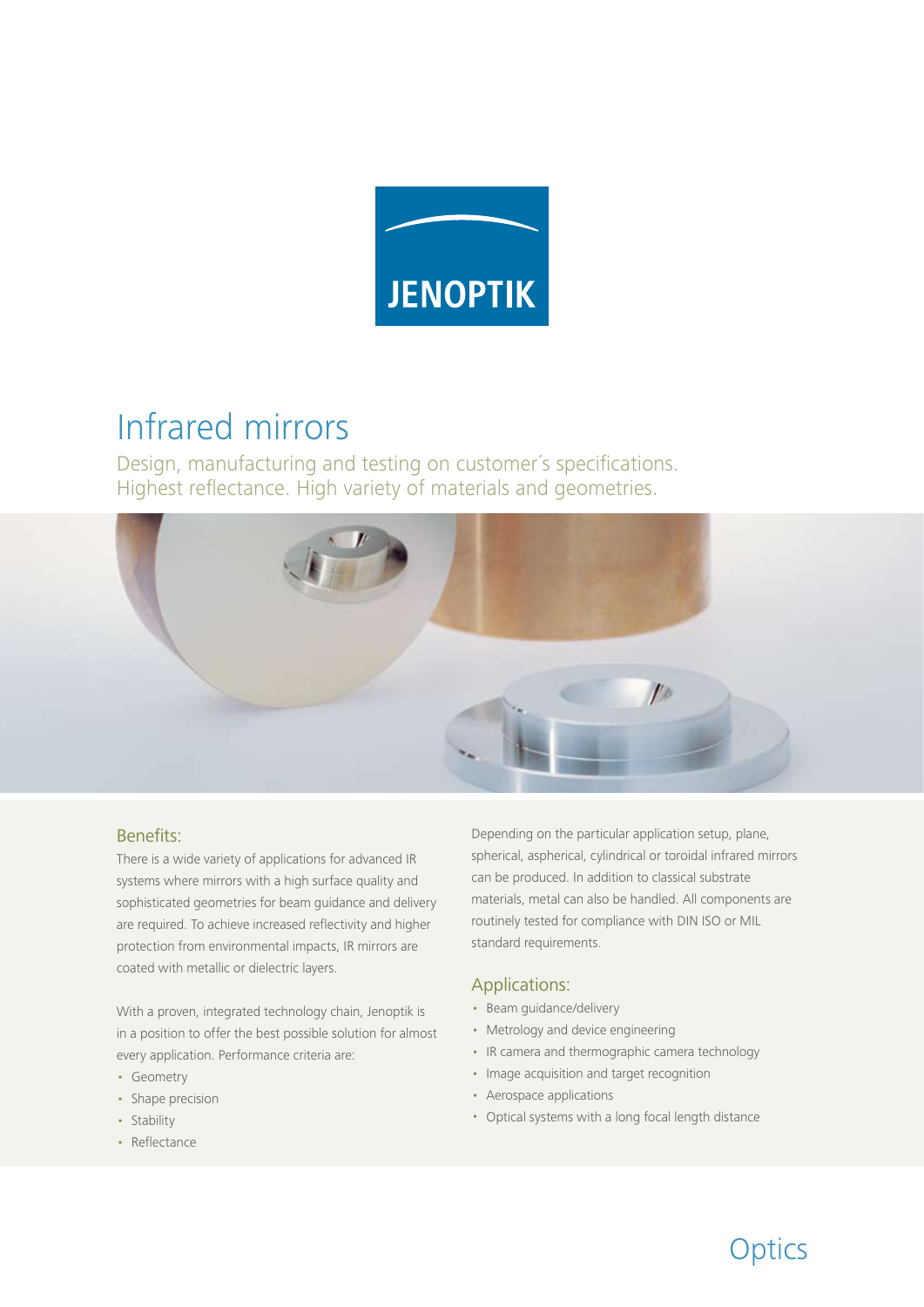JENOPTIK

# Infrared mirrors

Design, manufacturing and testing on customer´s specifications.
Highest reflectance. High variety of materials and geometries.

## Benefits:

There is a wide variety of applications for advanced IR systems where mirrors with a high surface quality and sophisticated geometries for beam guidance and delivery are required. To achieve increased reflectivity and higher protection from environmental impacts, IR mirrors are coated with metallic or dielectric layers.

With a proven, integrated technology chain, Jenoptik is in a position to offer the best possible solution for almost every application. Performance criteria are:

- Geometry
- Shape precision
- Stability
- Reflectance

Depending on the particular application setup, plane, spherical, aspherical, cylindrical or toroidal infrared mirrors can be produced. In addition to classical substrate materials, metal can also be handled. All components are routinely tested for compliance with DIN ISO or MIL standard requirements.

## Applications:

- Beam guidance/delivery
- Metrology and device engineering
- IR camera and thermographic camera technology
- Image acquisition and target recognition
- Aerospace applications
- Optical systems with a long focal length distance

Optics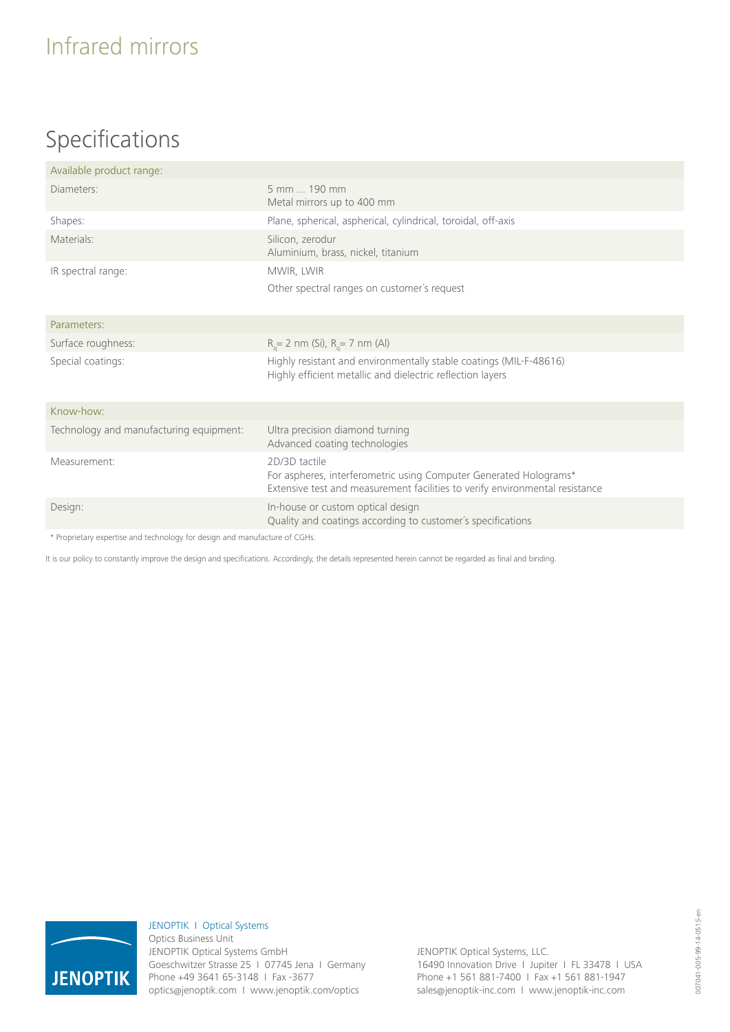# Infrared mirrors

## Specifications

| | |
|---|---|
| Available product range: | |
| Diameters: | 5 mm ... 190 mm<br>Metal mirrors up to 400 mm |
| Shapes: | Plane, spherical, aspherical, cylindrical, toroidal, off-axis |
| Materials: | Silicon, zerodur<br>Aluminium, brass, nickel, titanium |
| IR spectral range: | MWIR, LWIR<br>Other spectral ranges on customer´s request |

| | |
|---|---|
| Parameters: | |
| Surface roughness: | $R_q$= 2 nm (Si), $R_q$= 7 nm (Al) |
| Special coatings: | Highly resistant and environmentally stable coatings (MIL-F-48616)<br>Highly efficient metallic and dielectric reflection layers |

| | |
|---|---|
| Know-how: | |
| Technology and manufacturing equipment: | Ultra precision diamond turning<br>Advanced coating technologies |
| Measurement: | 2D/3D tactile<br>For aspheres, interferometric using Computer Generated Holograms*<br>Extensive test and measurement facilities to verify environmental resistance |
| Design: | In-house or custom optical design<br>Quality and coatings according to customer´s specifications |

* Proprietary expertise and technology for design and manufacture of CGHs.

It is our policy to constantly improve the design and specifications. Accordingly, the details represented herein cannot be regarded as final and binding.

JENOPTIK I Optical Systems
Optics Business Unit
JENOPTIK Optical Systems GmbH
Goeschwitzer Strasse 25 I 07745 Jena I Germany
Phone +49 3641 65-3148 I Fax -3677
optics@jenoptik.com I www.jenoptik.com/optics

JENOPTIK Optical Systems, LLC.
16490 Innovation Drive I Jupiter I FL 33478 I USA
Phone +1 561 881-7400 I Fax +1 561 881-1947
sales@jenoptik-inc.com I www.jenoptik-inc.com

007041-005-99-14-0515-en